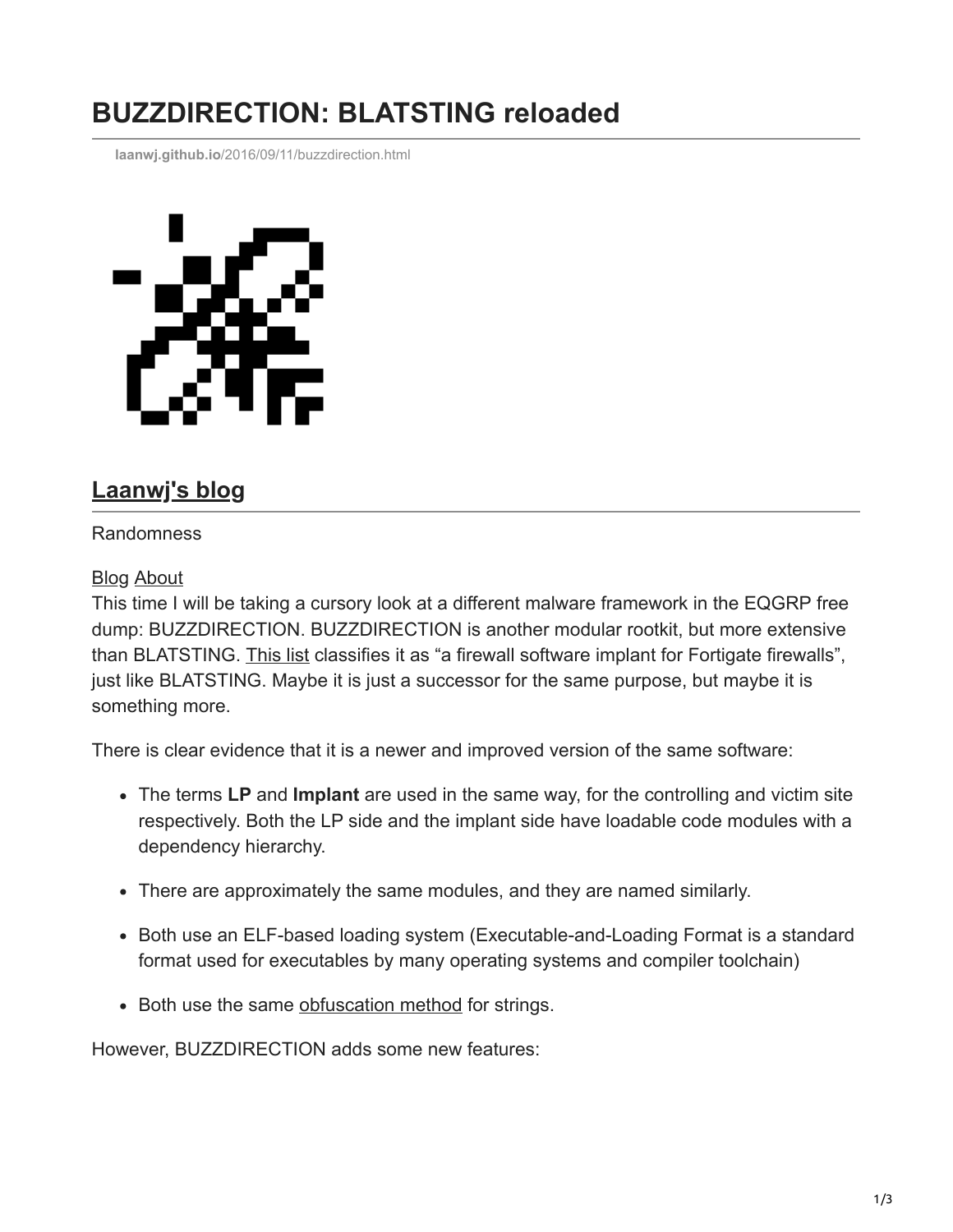# BUZZDIRECTION: BLATSTING reloaded

laanwj.github.io/2016/09/11/buzzdirection.html

## Laanwj's blog

Randomness

Blog About

This time I will be taking a cursory look at a different malware framework in the EQGRP free dump: BUZZDIRECTION. BUZZDIRECTION is another modular rootkit, but more extensive than BLATSTING. This list classifies it as "a firewall software implant for Fortigate firewalls", just like BLATSTING. Maybe it is just a successor for the same purpose, but maybe it is something more.

There is clear evidence that it is a newer and improved version of the same software:

- The terms **LP** and **Implant** are used in the same way, for the controlling and victim site respectively. Both the LP side and the implant side have loadable code modules with a dependency hierarchy.
- There are approximately the same modules, and they are named similarly.
- Both use an ELF-based loading system (Executable-and-Loading Format is a standard format used for executables by many operating systems and compiler toolchain)
- Both use the same obfuscation method for strings.

However, BUZZDIRECTION adds some new features: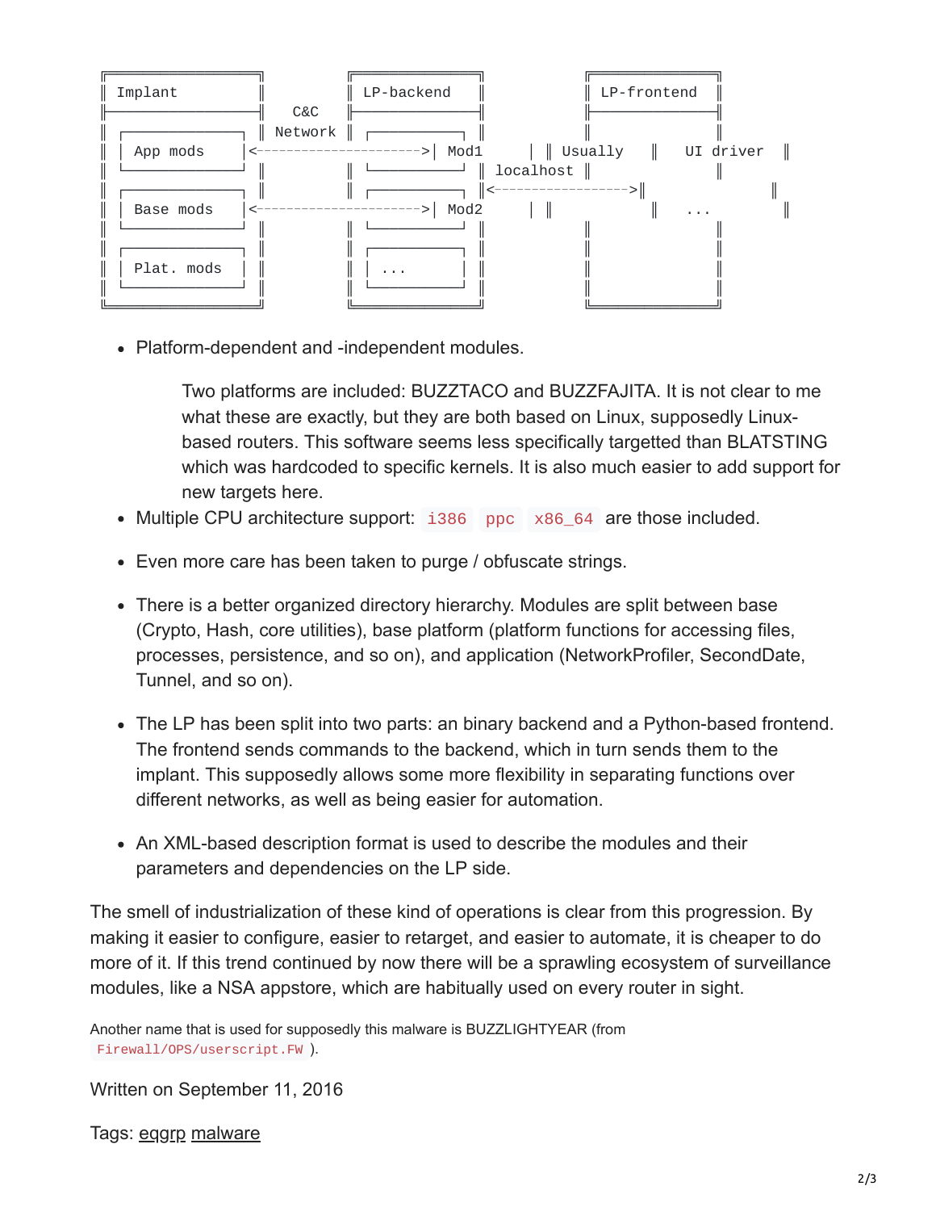```
╔════════════════════╗          ╔════════════════╗            ╔════════════════╗
║ Implant            ║          ║ LP-backend     ║            ║ LP-frontend    ║
╟────────────────────╢   C&C    ╟────────────────╢            ╟────────────────╢
║                    ║ Network  ║                ║            ║                ║
║ ┌─────────────┐    ║          ║ ┌──────────┐   ║            ║                ║
║ │ App mods    │<---------------------->│ Mod1     │   ║  Usually   ║  UI driver     ║
║ └─────────────┘    ║          ║ └──────────┘   ║  localhost ║                ║
║                    ║          ║                ║<---------->║                ║
║ ┌─────────────┐    ║          ║ ┌──────────┐   ║            ║                ║
║ │ Base mods   │<---------------------->│ Mod2     │   ║            ║  ...           ║
║ └─────────────┘    ║          ║ └──────────┘   ║            ║                ║
║                    ║          ║                ║            ║                ║
║ ┌─────────────┐    ║          ║ ┌──────────┐   ║            ║                ║
║ │ Plat. mods  │    ║          ║ │ ...      │   ║            ║                ║
║ └─────────────┘    ║          ║ └──────────┘   ║            ║                ║
╚════════════════════╝          ╚════════════════╝            ╚════════════════╝
```

- Platform-dependent and -independent modules.

  Two platforms are included: BUZZTACO and BUZZFAJITA. It is not clear to me what these are exactly, but they are both based on Linux, supposedly Linux-based routers. This software seems less specifically targetted than BLATSTING which was hardcoded to specific kernels. It is also much easier to add support for new targets here.

- Multiple CPU architecture support: `i386` `ppc` `x86_64` are those included.

- Even more care has been taken to purge / obfuscate strings.

- There is a better organized directory hierarchy. Modules are split between base (Crypto, Hash, core utilities), base platform (platform functions for accessing files, processes, persistence, and so on), and application (NetworkProfiler, SecondDate, Tunnel, and so on).

- The LP has been split into two parts: an binary backend and a Python-based frontend. The frontend sends commands to the backend, which in turn sends them to the implant. This supposedly allows some more flexibility in separating functions over different networks, as well as being easier for automation.

- An XML-based description format is used to describe the modules and their parameters and dependencies on the LP side.

The smell of industrialization of these kind of operations is clear from this progression. By making it easier to configure, easier to retarget, and easier to automate, it is cheaper to do more of it. If this trend continued by now there will be a sprawling ecosystem of surveillance modules, like a NSA appstore, which are habitually used on every router in sight.

Another name that is used for supposedly this malware is BUZZLIGHTYEAR (from `Firewall/OPS/userscript.FW`).

Written on September 11, 2016

Tags: eqgrp malware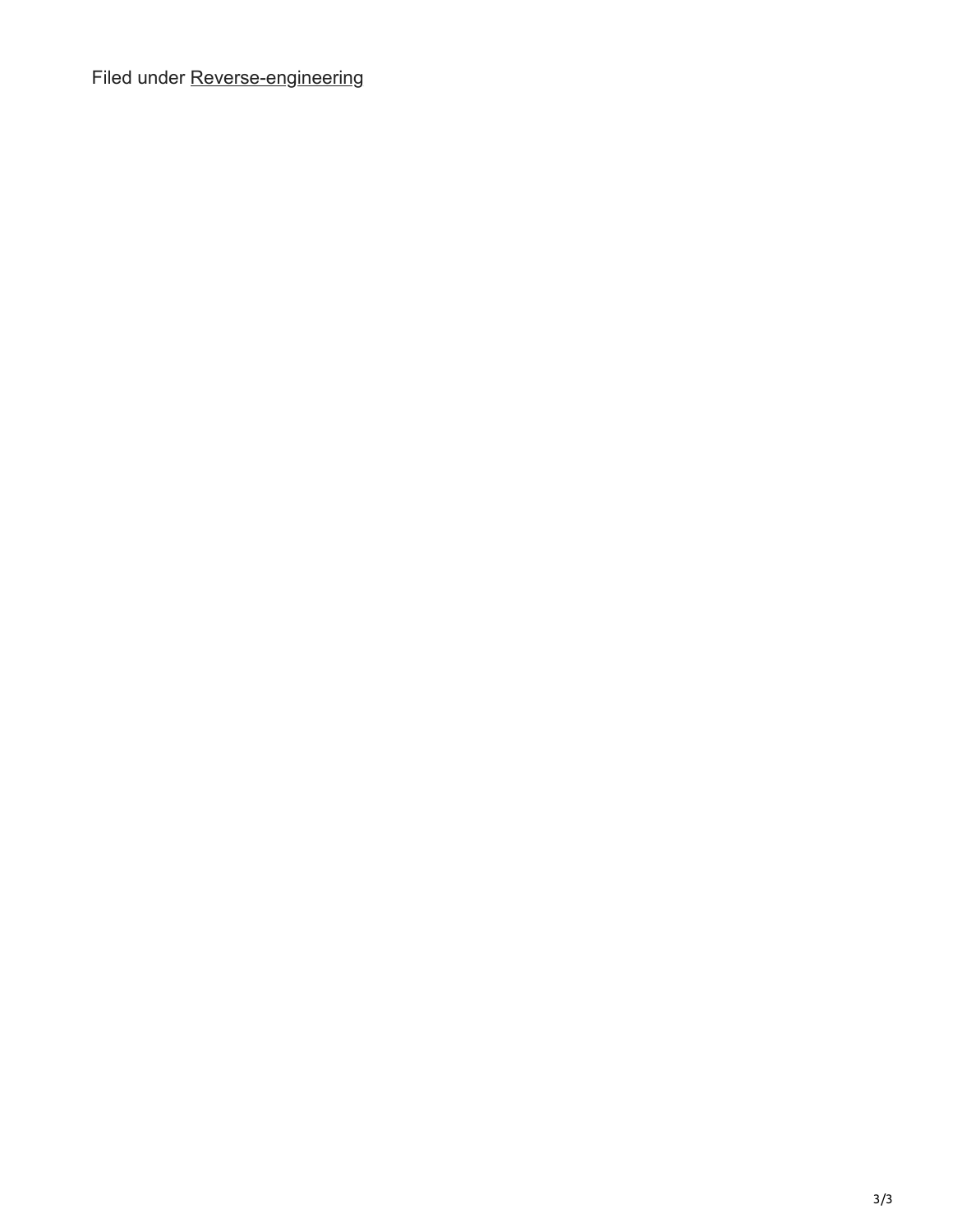Filed under [Reverse-engineering]